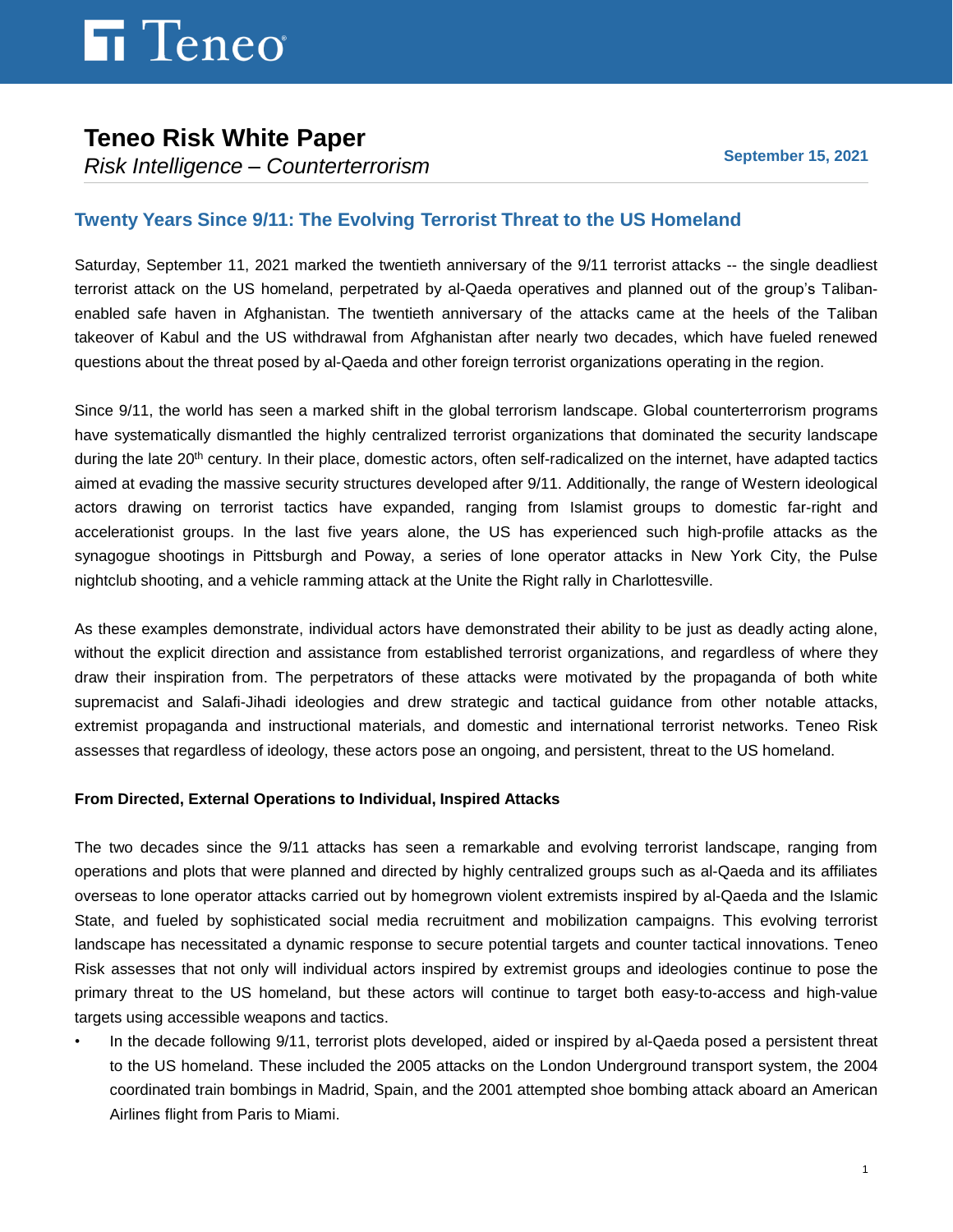# Teneo Risk White Paper

*Risk Intelligence – Counterterrorism*

**September 15, 2021**

## Twenty Years Since 9/11: The Evolving Terrorist Threat to the US Homeland

Saturday, September 11, 2021 marked the twentieth anniversary of the 9/11 terrorist attacks -- the single deadliest terrorist attack on the US homeland, perpetrated by al-Qaeda operatives and planned out of the group's Taliban-enabled safe haven in Afghanistan. The twentieth anniversary of the attacks came at the heels of the Taliban takeover of Kabul and the US withdrawal from Afghanistan after nearly two decades, which have fueled renewed questions about the threat posed by al-Qaeda and other foreign terrorist organizations operating in the region.

Since 9/11, the world has seen a marked shift in the global terrorism landscape. Global counterterrorism programs have systematically dismantled the highly centralized terrorist organizations that dominated the security landscape during the late 20th century. In their place, domestic actors, often self-radicalized on the internet, have adapted tactics aimed at evading the massive security structures developed after 9/11. Additionally, the range of Western ideological actors drawing on terrorist tactics have expanded, ranging from Islamist groups to domestic far-right and accelerationist groups. In the last five years alone, the US has experienced such high-profile attacks as the synagogue shootings in Pittsburgh and Poway, a series of lone operator attacks in New York City, the Pulse nightclub shooting, and a vehicle ramming attack at the Unite the Right rally in Charlottesville.

As these examples demonstrate, individual actors have demonstrated their ability to be just as deadly acting alone, without the explicit direction and assistance from established terrorist organizations, and regardless of where they draw their inspiration from. The perpetrators of these attacks were motivated by the propaganda of both white supremacist and Salafi-Jihadi ideologies and drew strategic and tactical guidance from other notable attacks, extremist propaganda and instructional materials, and domestic and international terrorist networks. Teneo Risk assesses that regardless of ideology, these actors pose an ongoing, and persistent, threat to the US homeland.

### From Directed, External Operations to Individual, Inspired Attacks

The two decades since the 9/11 attacks has seen a remarkable and evolving terrorist landscape, ranging from operations and plots that were planned and directed by highly centralized groups such as al-Qaeda and its affiliates overseas to lone operator attacks carried out by homegrown violent extremists inspired by al-Qaeda and the Islamic State, and fueled by sophisticated social media recruitment and mobilization campaigns. This evolving terrorist landscape has necessitated a dynamic response to secure potential targets and counter tactical innovations. Teneo Risk assesses that not only will individual actors inspired by extremist groups and ideologies continue to pose the primary threat to the US homeland, but these actors will continue to target both easy-to-access and high-value targets using accessible weapons and tactics.

- In the decade following 9/11, terrorist plots developed, aided or inspired by al-Qaeda posed a persistent threat to the US homeland. These included the 2005 attacks on the London Underground transport system, the 2004 coordinated train bombings in Madrid, Spain, and the 2001 attempted shoe bombing attack aboard an American Airlines flight from Paris to Miami.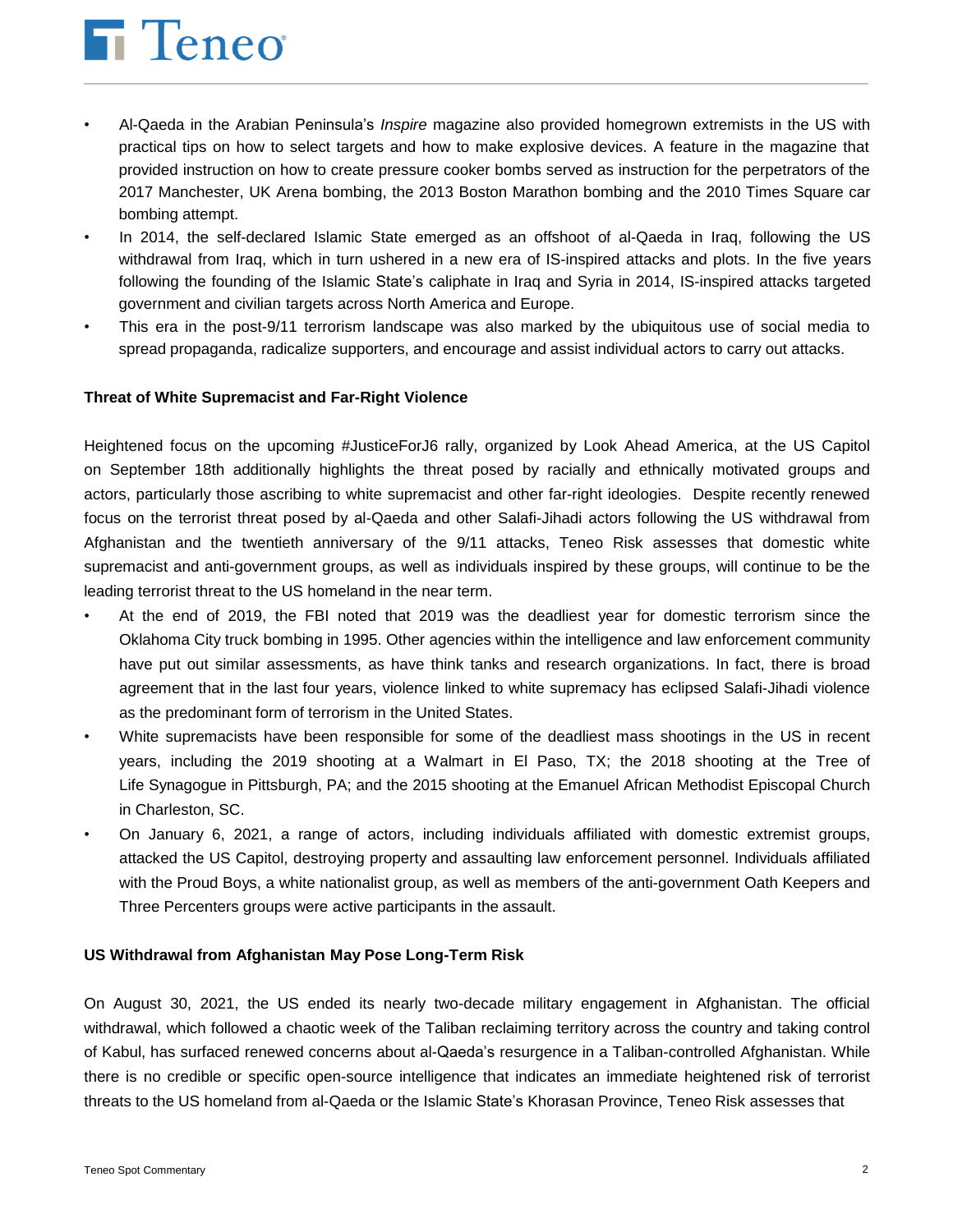- Al-Qaeda in the Arabian Peninsula's *Inspire* magazine also provided homegrown extremists in the US with practical tips on how to select targets and how to make explosive devices. A feature in the magazine that provided instruction on how to create pressure cooker bombs served as instruction for the perpetrators of the 2017 Manchester, UK Arena bombing, the 2013 Boston Marathon bombing and the 2010 Times Square car bombing attempt.
- In 2014, the self-declared Islamic State emerged as an offshoot of al-Qaeda in Iraq, following the US withdrawal from Iraq, which in turn ushered in a new era of IS-inspired attacks and plots. In the five years following the founding of the Islamic State's caliphate in Iraq and Syria in 2014, IS-inspired attacks targeted government and civilian targets across North America and Europe.
- This era in the post-9/11 terrorism landscape was also marked by the ubiquitous use of social media to spread propaganda, radicalize supporters, and encourage and assist individual actors to carry out attacks.

**Threat of White Supremacist and Far-Right Violence**

Heightened focus on the upcoming #JusticeForJ6 rally, organized by Look Ahead America, at the US Capitol on September 18th additionally highlights the threat posed by racially and ethnically motivated groups and actors, particularly those ascribing to white supremacist and other far-right ideologies. Despite recently renewed focus on the terrorist threat posed by al-Qaeda and other Salafi-Jihadi actors following the US withdrawal from Afghanistan and the twentieth anniversary of the 9/11 attacks, Teneo Risk assesses that domestic white supremacist and anti-government groups, as well as individuals inspired by these groups, will continue to be the leading terrorist threat to the US homeland in the near term.

- At the end of 2019, the FBI noted that 2019 was the deadliest year for domestic terrorism since the Oklahoma City truck bombing in 1995. Other agencies within the intelligence and law enforcement community have put out similar assessments, as have think tanks and research organizations. In fact, there is broad agreement that in the last four years, violence linked to white supremacy has eclipsed Salafi-Jihadi violence as the predominant form of terrorism in the United States.
- White supremacists have been responsible for some of the deadliest mass shootings in the US in recent years, including the 2019 shooting at a Walmart in El Paso, TX; the 2018 shooting at the Tree of Life Synagogue in Pittsburgh, PA; and the 2015 shooting at the Emanuel African Methodist Episcopal Church in Charleston, SC.
- On January 6, 2021, a range of actors, including individuals affiliated with domestic extremist groups, attacked the US Capitol, destroying property and assaulting law enforcement personnel. Individuals affiliated with the Proud Boys, a white nationalist group, as well as members of the anti-government Oath Keepers and Three Percenters groups were active participants in the assault.

**US Withdrawal from Afghanistan May Pose Long-Term Risk**

On August 30, 2021, the US ended its nearly two-decade military engagement in Afghanistan. The official withdrawal, which followed a chaotic week of the Taliban reclaiming territory across the country and taking control of Kabul, has surfaced renewed concerns about al-Qaeda's resurgence in a Taliban-controlled Afghanistan. While there is no credible or specific open-source intelligence that indicates an immediate heightened risk of terrorist threats to the US homeland from al-Qaeda or the Islamic State's Khorasan Province, Teneo Risk assesses that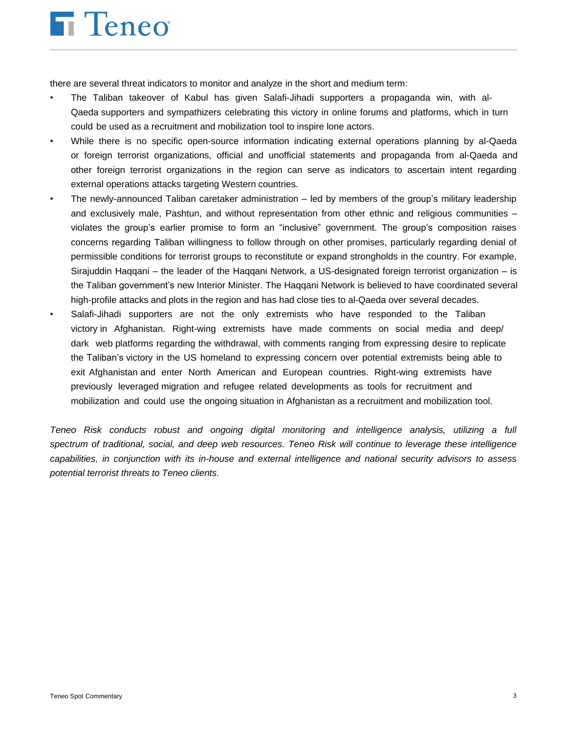there are several threat indicators to monitor and analyze in the short and medium term:

- The Taliban takeover of Kabul has given Salafi-Jihadi supporters a propaganda win, with al-Qaeda supporters and sympathizers celebrating this victory in online forums and platforms, which in turn could be used as a recruitment and mobilization tool to inspire lone actors.
- While there is no specific open-source information indicating external operations planning by al-Qaeda or foreign terrorist organizations, official and unofficial statements and propaganda from al-Qaeda and other foreign terrorist organizations in the region can serve as indicators to ascertain intent regarding external operations attacks targeting Western countries.
- The newly-announced Taliban caretaker administration – led by members of the group's military leadership and exclusively male, Pashtun, and without representation from other ethnic and religious communities – violates the group's earlier promise to form an "inclusive" government. The group's composition raises concerns regarding Taliban willingness to follow through on other promises, particularly regarding denial of permissible conditions for terrorist groups to reconstitute or expand strongholds in the country. For example, Sirajuddin Haqqani – the leader of the Haqqani Network, a US-designated foreign terrorist organization – is the Taliban government's new Interior Minister. The Haqqani Network is believed to have coordinated several high-profile attacks and plots in the region and has had close ties to al-Qaeda over several decades.
- Salafi-Jihadi supporters are not the only extremists who have responded to the Taliban victory in Afghanistan. Right-wing extremists have made comments on social media and deep/dark web platforms regarding the withdrawal, with comments ranging from expressing desire to replicate the Taliban's victory in the US homeland to expressing concern over potential extremists being able to exit Afghanistan and enter North American and European countries. Right-wing extremists have previously leveraged migration and refugee related developments as tools for recruitment and mobilization and could use the ongoing situation in Afghanistan as a recruitment and mobilization tool.

*Teneo Risk conducts robust and ongoing digital monitoring and intelligence analysis, utilizing a full spectrum of traditional, social, and deep web resources. Teneo Risk will continue to leverage these intelligence capabilities, in conjunction with its in-house and external intelligence and national security advisors to assess potential terrorist threats to Teneo clients.*